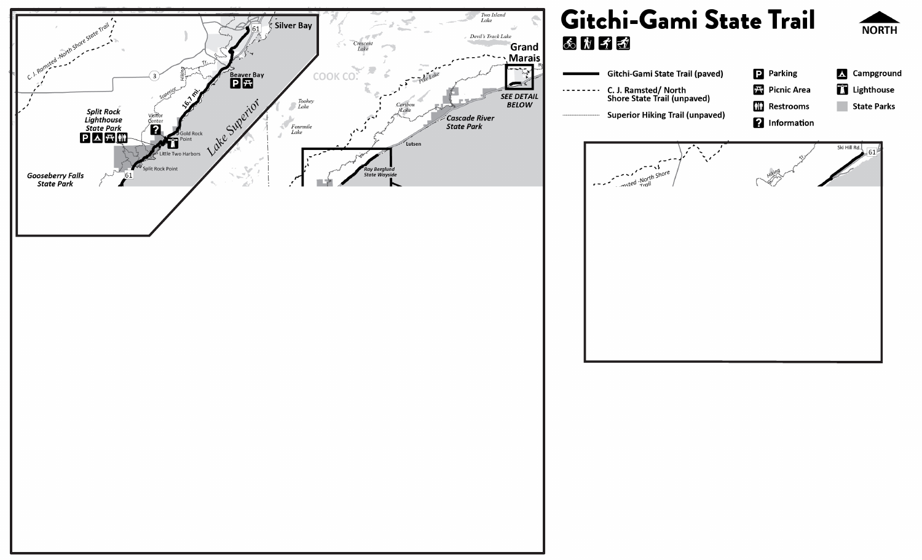# Gitchi-Gami State Trail

NORTH

- Gitchi-Gami State Trail (paved)
- C. J. Ramsted/ North Shore State Trail (unpaved)
- Superior Hiking Trail (unpaved)
- Parking
- Picnic Area
- Restrooms
- Information
- Campground
- Lighthouse
- State Parks

Silver Bay

61

Beaver Bay

3

C. J. Ramsted -North Shore State Trail

Superior Hiking Tr.

16.7 mi.

Split Rock Lighthouse State Park

Visitor Center

Gold Rock Point

Little Two Harbors

Split Rock Point

Lake Superior

Gooseberry Falls State Park

COOK CO.

Crescent Lake

Two Island Lake

Devil's Track Lake

Grand Marais

SEE DETAIL BELOW

Pike Lake

Toohey Lake

Caribou Lake

Fourmile Lake

Cascade River State Park

Lutsen

Ray Berglund State Wayside

Ski Hill Rd.

C. J. Ramsted -North Shore Trail

Hiking Tr.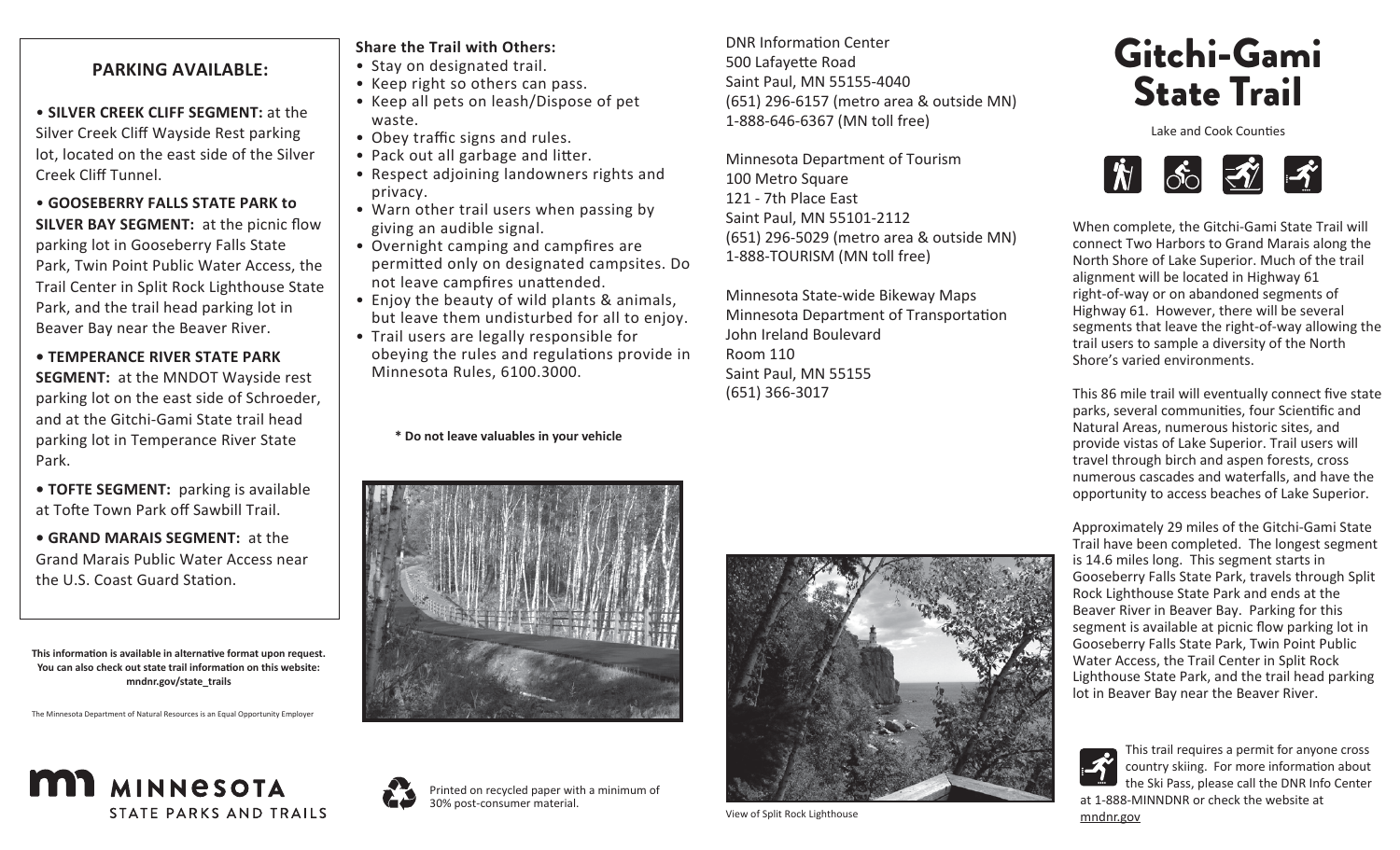## PARKING AVAILABLE:

• **SILVER CREEK CLIFF SEGMENT:** at the Silver Creek Cliff Wayside Rest parking lot, located on the east side of the Silver Creek Cliff Tunnel.

• **GOOSEBERRY FALLS STATE PARK to SILVER BAY SEGMENT:** at the picnic flow parking lot in Gooseberry Falls State Park, Twin Point Public Water Access, the Trail Center in Split Rock Lighthouse State Park, and the trail head parking lot in Beaver Bay near the Beaver River.

• **TEMPERANCE RIVER STATE PARK SEGMENT:** at the MNDOT Wayside rest parking lot on the east side of Schroeder, and at the Gitchi-Gami State trail head parking lot in Temperance River State Park.

• **TOFTE SEGMENT:** parking is available at Tofte Town Park off Sawbill Trail.

• **GRAND MARAIS SEGMENT:** at the Grand Marais Public Water Access near the U.S. Coast Guard Station.

**This information is available in alternative format upon request. You can also check out state trail information on this website: mndnr.gov/state_trails**

The Minnesota Department of Natural Resources is an Equal Opportunity Employer

MINNESOTA STATE PARKS AND TRAILS

**Share the Trail with Others:**

- Stay on designated trail.
- Keep right so others can pass.
- Keep all pets on leash/Dispose of pet waste.
- Obey traffic signs and rules.
- Pack out all garbage and litter.
- Respect adjoining landowners rights and privacy.
- Warn other trail users when passing by giving an audible signal.
- Overnight camping and campfires are permitted only on designated campsites. Do not leave campfires unattended.
- Enjoy the beauty of wild plants & animals, but leave them undisturbed for all to enjoy.
- Trail users are legally responsible for obeying the rules and regulations provide in Minnesota Rules, 6100.3000.

**\* Do not leave valuables in your vehicle**

Printed on recycled paper with a minimum of 30% post-consumer material.

DNR Information Center
500 Lafayette Road
Saint Paul, MN 55155-4040
(651) 296-6157 (metro area & outside MN)
1-888-646-6367 (MN toll free)

Minnesota Department of Tourism
100 Metro Square
121 - 7th Place East
Saint Paul, MN 55101-2112
(651) 296-5029 (metro area & outside MN)
1-888-TOURISM (MN toll free)

Minnesota State-wide Bikeway Maps
Minnesota Department of Transportation
John Ireland Boulevard
Room 110
Saint Paul, MN 55155
(651) 366-3017

View of Split Rock Lighthouse

# Gitchi-Gami State Trail

Lake and Cook Counties

When complete, the Gitchi-Gami State Trail will connect Two Harbors to Grand Marais along the North Shore of Lake Superior. Much of the trail alignment will be located in Highway 61 right-of-way or on abandoned segments of Highway 61. However, there will be several segments that leave the right-of-way allowing the trail users to sample a diversity of the North Shore's varied environments.

This 86 mile trail will eventually connect five state parks, several communities, four Scientific and Natural Areas, numerous historic sites, and provide vistas of Lake Superior. Trail users will travel through birch and aspen forests, cross numerous cascades and waterfalls, and have the opportunity to access beaches of Lake Superior.

Approximately 29 miles of the Gitchi-Gami State Trail have been completed. The longest segment is 14.6 miles long. This segment starts in Gooseberry Falls State Park, travels through Split Rock Lighthouse State Park and ends at the Beaver River in Beaver Bay. Parking for this segment is available at picnic flow parking lot in Gooseberry Falls State Park, Twin Point Public Water Access, the Trail Center in Split Rock Lighthouse State Park, and the trail head parking lot in Beaver Bay near the Beaver River.

This trail requires a permit for anyone cross country skiing. For more information about the Ski Pass, please call the DNR Info Center at 1-888-MINNDNR or check the website at mndnr.gov